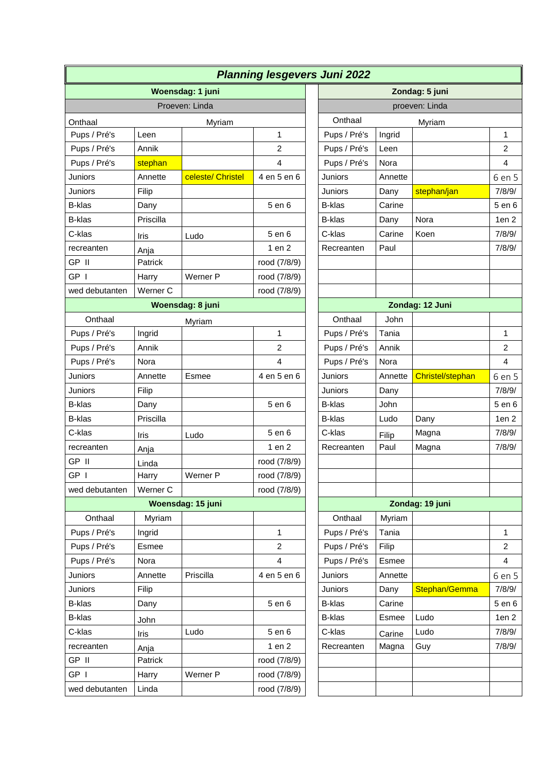# *Planning lesgevers Juni 2022*

| **Woensdag: 1 juni** | | | |
|---|---|---|---|
| Proeven: Linda | | | |
| Onthaal | Myriam | | |
| Pups / Pré's | Leen | | 1 |
| Pups / Pré's | Annik | | 2 |
| Pups / Pré's | stephan | | 4 |
| Juniors | Annette | celeste/ Christel | 4 en 5 en 6 |
| Juniors | Filip | | |
| B-klas | Dany | | 5 en 6 |
| B-klas | Priscilla | | |
| C-klas | Iris | Ludo | 5 en 6 |
| recreanten | Anja | | 1 en 2 |
| GP II | Patrick | | rood (7/8/9) |
| GP I | Harry | Werner P | rood (7/8/9) |
| wed debutanten | Werner C | | rood (7/8/9) |
| **Woensdag: 8 juni** | | | |
| Onthaal | Myriam | | |
| Pups / Pré's | Ingrid | | 1 |
| Pups / Pré's | Annik | | 2 |
| Pups / Pré's | Nora | | 4 |
| Juniors | Annette | Esmee | 4 en 5 en 6 |
| Juniors | Filip | | |
| B-klas | Dany | | 5 en 6 |
| B-klas | Priscilla | | |
| C-klas | Iris | Ludo | 5 en 6 |
| recreanten | Anja | | 1 en 2 |
| GP II | Linda | | rood (7/8/9) |
| GP I | Harry | Werner P | rood (7/8/9) |
| wed debutanten | Werner C | | rood (7/8/9) |
| **Woensdag: 15 juni** | | | |
| Onthaal | Myriam | | |
| Pups / Pré's | Ingrid | | 1 |
| Pups / Pré's | Esmee | | 2 |
| Pups / Pré's | Nora | | 4 |
| Juniors | Annette | Priscilla | 4 en 5 en 6 |
| Juniors | Filip | | |
| B-klas | Dany | | 5 en 6 |
| B-klas | John | | |
| C-klas | Iris | Ludo | 5 en 6 |
| recreanten | Anja | | 1 en 2 |
| GP II | Patrick | | rood (7/8/9) |
| GP I | Harry | Werner P | rood (7/8/9) |
| wed debutanten | Linda | | rood (7/8/9) |

| **Zondag: 5 juni** | | | |
|---|---|---|---|
| proeven: Linda | | | |
| Onthaal | Myriam | | |
| Pups / Pré's | Ingrid | | 1 |
| Pups / Pré's | Leen | | 2 |
| Pups / Pré's | Nora | | 4 |
| Juniors | Annette | | 6 en 5 |
| Juniors | Dany | stephan/jan | 7/8/9/ |
| B-klas | Carine | | 5 en 6 |
| B-klas | Dany | Nora | 1en 2 |
| C-klas | Carine | Koen | 7/8/9/ |
| Recreanten | Paul | | 7/8/9/ |
| **Zondag: 12 Juni** | | | |
| Onthaal | John | | |
| Pups / Pré's | Tania | | 1 |
| Pups / Pré's | Annik | | 2 |
| Pups / Pré's | Nora | | 4 |
| Juniors | Annette | Christel/stephan | 6 en 5 |
| Juniors | Dany | | 7/8/9/ |
| B-klas | John | | 5 en 6 |
| B-klas | Ludo | Dany | 1en 2 |
| C-klas | Filip | Magna | 7/8/9/ |
| Recreanten | Paul | Magna | 7/8/9/ |
| **Zondag: 19 juni** | | | |
| Onthaal | Myriam | | |
| Pups / Pré's | Tania | | 1 |
| Pups / Pré's | Filip | | 2 |
| Pups / Pré's | Esmee | | 4 |
| Juniors | Annette | | 6 en 5 |
| Juniors | Dany | Stephan/Gemma | 7/8/9/ |
| B-klas | Carine | | 5 en 6 |
| B-klas | Esmee | Ludo | 1en 2 |
| C-klas | Carine | Ludo | 7/8/9/ |
| Recreanten | Magna | Guy | 7/8/9/ |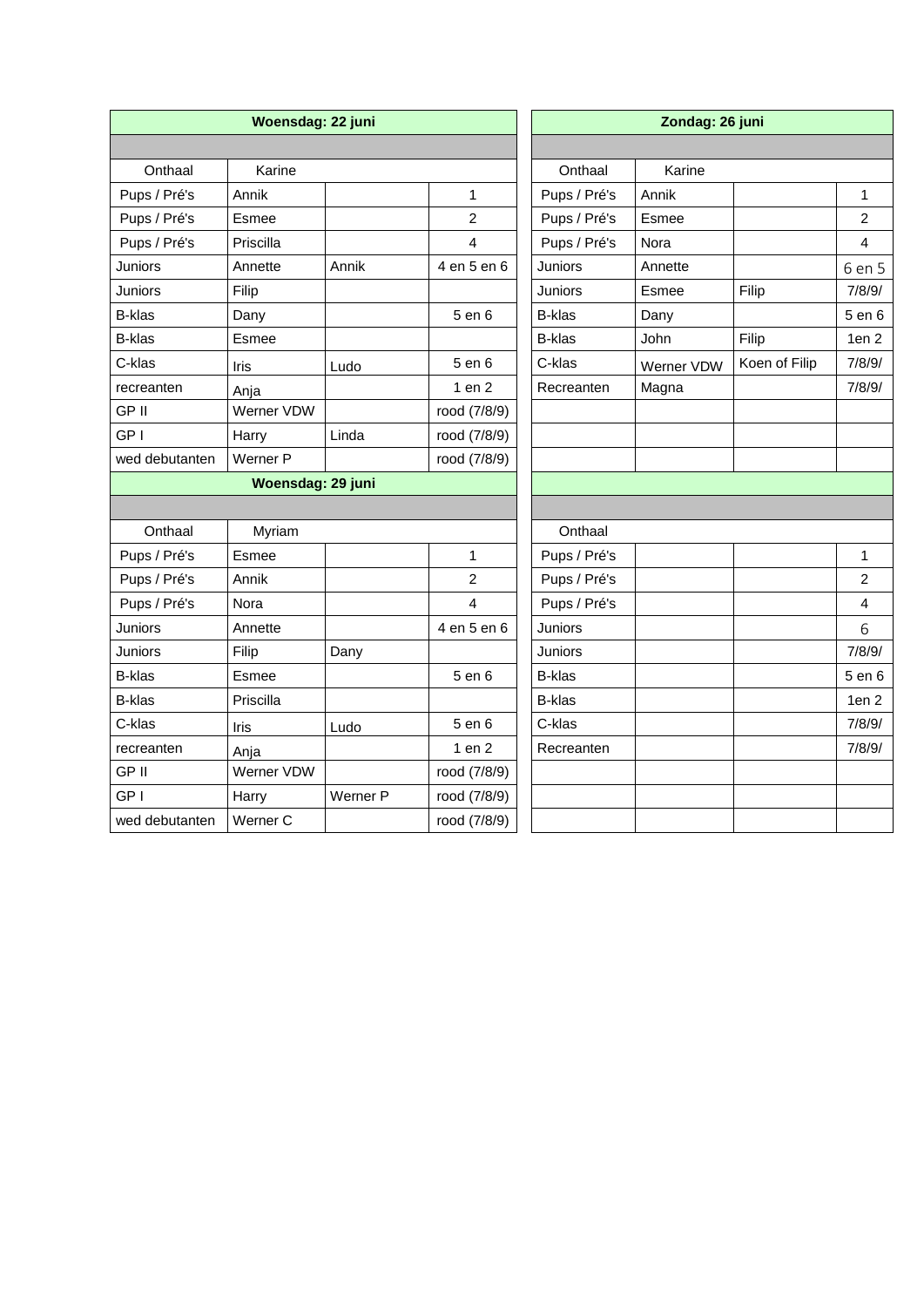| Woensdag: 22 juni | | | |
|---|---|---|---|
| | | | |
| Onthaal | Karine | | |
| Pups / Pré's | Annik | | 1 |
| Pups / Pré's | Esmee | | 2 |
| Pups / Pré's | Priscilla | | 4 |
| Juniors | Annette | Annik | 4 en 5 en 6 |
| Juniors | Filip | | |
| B-klas | Dany | | 5 en 6 |
| B-klas | Esmee | | |
| C-klas | Iris | Ludo | 5 en 6 |
| recreanten | Anja | | 1 en 2 |
| GP II | Werner VDW | | rood (7/8/9) |
| GP I | Harry | Linda | rood (7/8/9) |
| wed debutanten | Werner P | | rood (7/8/9) |

| Zondag: 26 juni | | | |
|---|---|---|---|
| | | | |
| Onthaal | Karine | | |
| Pups / Pré's | Annik | | 1 |
| Pups / Pré's | Esmee | | 2 |
| Pups / Pré's | Nora | | 4 |
| Juniors | Annette | | 6 en 5 |
| Juniors | Esmee | Filip | 7/8/9/ |
| B-klas | Dany | | 5 en 6 |
| B-klas | John | Filip | 1en 2 |
| C-klas | Werner VDW | Koen of Filip | 7/8/9/ |
| Recreanten | Magna | | 7/8/9/ |
| | | | |
| | | | |
| | | | |

| Woensdag: 29 juni | | | |
|---|---|---|---|
| | | | |
| Onthaal | Myriam | | |
| Pups / Pré's | Esmee | | 1 |
| Pups / Pré's | Annik | | 2 |
| Pups / Pré's | Nora | | 4 |
| Juniors | Annette | | 4 en 5 en 6 |
| Juniors | Filip | Dany | |
| B-klas | Esmee | | 5 en 6 |
| B-klas | Priscilla | | |
| C-klas | Iris | Ludo | 5 en 6 |
| recreanten | Anja | | 1 en 2 |
| GP II | Werner VDW | | rood (7/8/9) |
| GP I | Harry | Werner P | rood (7/8/9) |
| wed debutanten | Werner C | | rood (7/8/9) |

| | | | |
|---|---|---|---|
| | | | |
| Onthaal | | | |
| Pups / Pré's | | | 1 |
| Pups / Pré's | | | 2 |
| Pups / Pré's | | | 4 |
| Juniors | | | 6 |
| Juniors | | | 7/8/9/ |
| B-klas | | | 5 en 6 |
| B-klas | | | 1en 2 |
| C-klas | | | 7/8/9/ |
| Recreanten | | | 7/8/9/ |
| | | | |
| | | | |
| | | | |